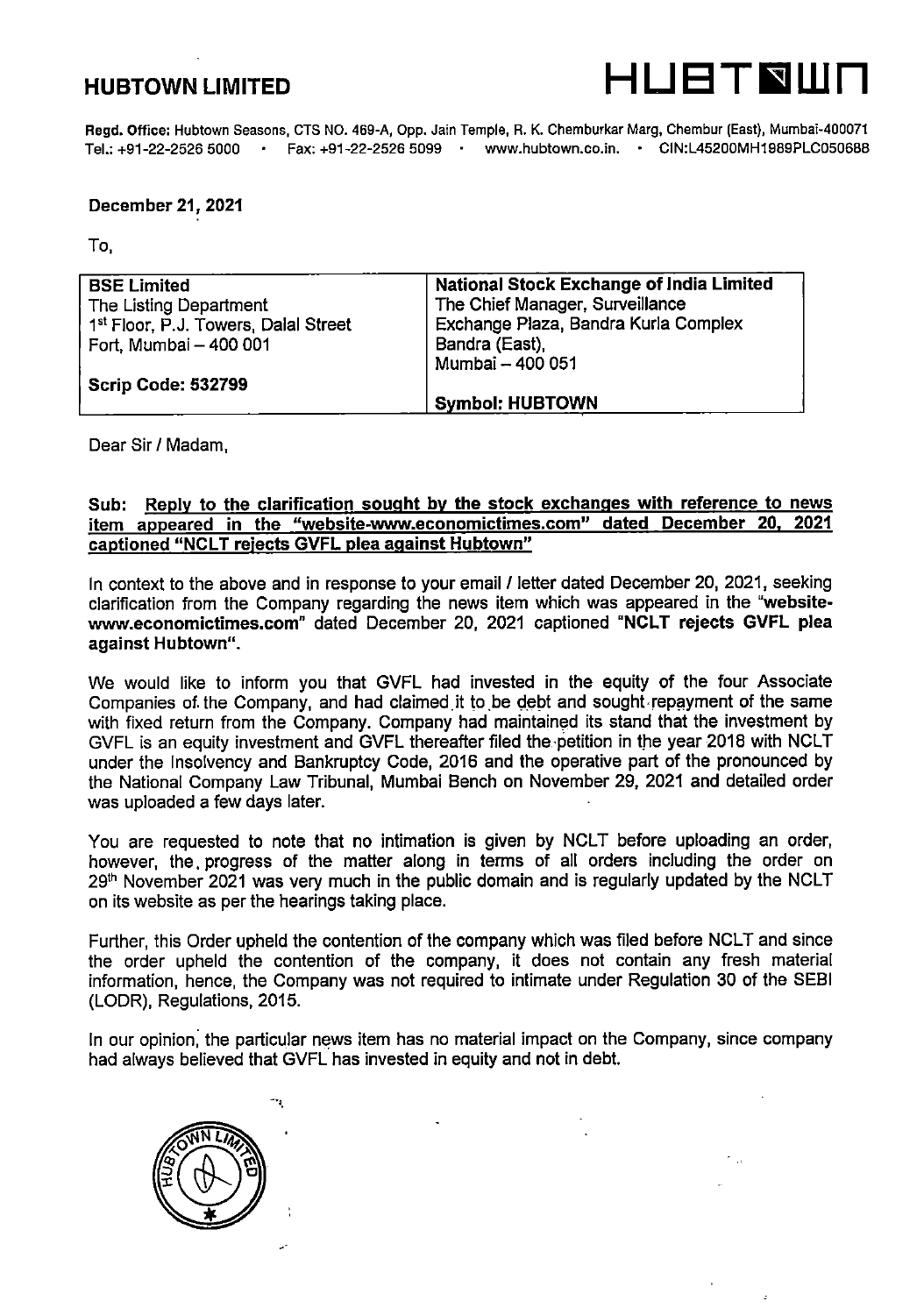# HUBTOWN LIMITED

HUBTOWN

**Regd. Office:** Hubtown Seasons, CTS NO. 469-A, Opp. Jain Temple, R. K. Chemburkar Marg, Chembur (East), Mumbai-400071
Tel.: +91-22-2526 5000 • Fax: +91-22-2526 5099 • www.hubtown.co.in. • CIN:L45200MH1989PLC050688

**December 21, 2021**

To,

| **BSE Limited**<br>The Listing Department<br>1st Floor, P.J. Towers, Dalal Street<br>Fort, Mumbai – 400 001<br><br>**Scrip Code: 532799** | **National Stock Exchange of India Limited**<br>The Chief Manager, Surveillance<br>Exchange Plaza, Bandra Kurla Complex<br>Bandra (East),<br>Mumbai – 400 051<br><br>**Symbol: HUBTOWN** |
|---|---|

Dear Sir / Madam,

**Sub: <u>Reply to the clarification sought by the stock exchanges with reference to news item appeared in the "website-www.economictimes.com" dated December 20, 2021 captioned "NCLT rejects GVFL plea against Hubtown"</u>**

In context to the above and in response to your email / letter dated December 20, 2021, seeking clarification from the Company regarding the news item which was appeared in the "**website-www.economictimes.com**" dated December 20, 2021 captioned "**NCLT rejects GVFL plea against Hubtown**".

We would like to inform you that GVFL had invested in the equity of the four Associate Companies of the Company, and had claimed it to be debt and sought repayment of the same with fixed return from the Company. Company had maintained its stand that the investment by GVFL is an equity investment and GVFL thereafter filed the petition in the year 2018 with NCLT under the Insolvency and Bankruptcy Code, 2016 and the operative part of the pronounced by the National Company Law Tribunal, Mumbai Bench on November 29, 2021 and detailed order was uploaded a few days later.

You are requested to note that no intimation is given by NCLT before uploading an order, however, the progress of the matter along in terms of all orders including the order on 29th November 2021 was very much in the public domain and is regularly updated by the NCLT on its website as per the hearings taking place.

Further, this Order upheld the contention of the company which was filed before NCLT and since the order upheld the contention of the company, it does not contain any fresh material information, hence, the Company was not required to intimate under Regulation 30 of the SEBI (LODR), Regulations, 2015.

In our opinion, the particular news item has no material impact on the Company, since company had always believed that GVFL has invested in equity and not in debt.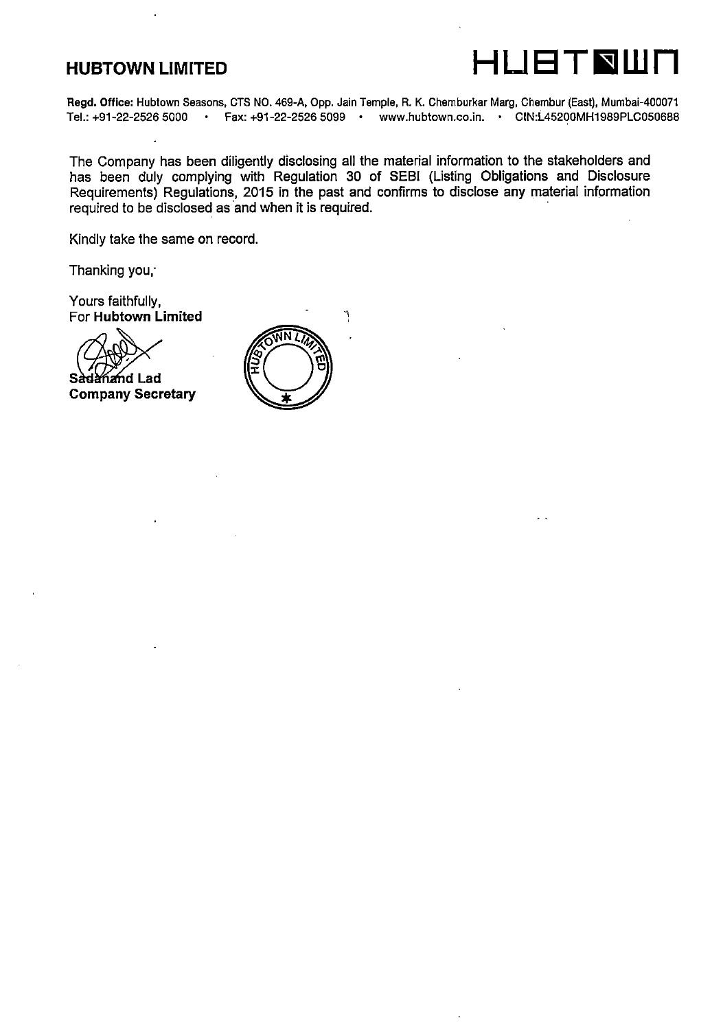**HUBTOWN LIMITED**

HUBTOWN

**Regd. Office:** Hubtown Seasons, CTS NO. 469-A, Opp. Jain Temple, R. K. Chemburkar Marg, Chembur (East), Mumbai-400071
Tel.: +91-22-2526 5000 • Fax: +91-22-2526 5099 • www.hubtown.co.in. • CIN:L45200MH1989PLC050688

The Company has been diligently disclosing all the material information to the stakeholders and has been duly complying with Regulation 30 of SEBI (Listing Obligations and Disclosure Requirements) Regulations, 2015 in the past and confirms to disclose any material information required to be disclosed as and when it is required.

Kindly take the same on record.

Thanking you,

Yours faithfully,
For **Hubtown Limited**

Sadanand Lad
**Company Secretary**